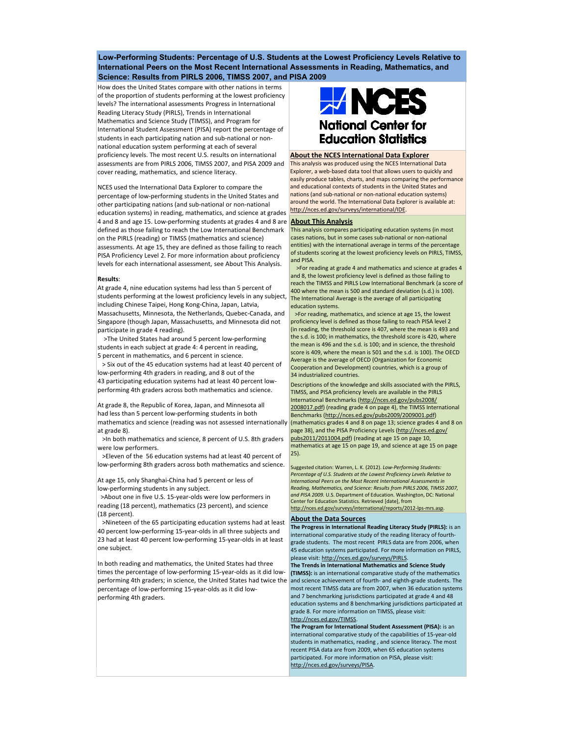# Low-Performing Students: Percentage of U.S. Students at the Lowest Proficiency Levels Relative to International Peers on the Most Recent International Assessments in Reading, Mathematics, and Science: Results from PIRLS 2006, TIMSS 2007, and PISA 2009

How does the United States compare with other nations in terms of the proportion of students performing at the lowest proficiency levels? The international assessments Progress in International Reading Literacy Study (PIRLS), Trends in International Mathematics and Science Study (TIMSS), and Program for International Student Assessment (PISA) report the percentage of students in each participating nation and sub-national or non-national education system performing at each of several proficiency levels. The most recent U.S. results on international assessments are from PIRLS 2006, TIMSS 2007, and PISA 2009 and cover reading, mathematics, and science literacy.

NCES used the International Data Explorer to compare the percentage of low-performing students in the United States and other participating nations (and sub-national or non-national education systems) in reading, mathematics, and science at grades 4 and 8 and age 15. Low-performing students at grades 4 and 8 are defined as those failing to reach the Low International Benchmark on the PIRLS (reading) or TIMSS (mathematics and science) assessments. At age 15, they are defined as those failing to reach PISA Proficiency Level 2. For more information about proficiency levels for each international assessment, see About This Analysis.

**Results**:

At grade 4, nine education systems had less than 5 percent of students performing at the lowest proficiency levels in any subject, including Chinese Taipei, Hong Kong-China, Japan, Latvia, Massachusetts, Minnesota, the Netherlands, Quebec-Canada, and Singapore (though Japan, Massachusetts, and Minnesota did not participate in grade 4 reading).

>The United States had around 5 percent low-performing students in each subject at grade 4: 4 percent in reading, 5 percent in mathematics, and 6 percent in science.

> Six out of the 45 education systems had at least 40 percent of low-performing 4th graders in reading, and 8 out of the 43 participating education systems had at least 40 percent low-performing 4th graders across both mathematics and science.

At grade 8, the Republic of Korea, Japan, and Minnesota all had less than 5 percent low-performing students in both mathematics and science (reading was not assessed internationally at grade 8).

>In both mathematics and science, 8 percent of U.S. 8th graders were low performers.

>Eleven of the 56 education systems had at least 40 percent of low-performing 8th graders across both mathematics and science.

At age 15, only Shanghai-China had 5 percent or less of low-performing students in any subject.

>About one in five U.S. 15-year-olds were low performers in reading (18 percent), mathematics (23 percent), and science (18 percent).

>Nineteen of the 65 participating education systems had at least 40 percent low-performing 15-year-olds in all three subjects and 23 had at least 40 percent low-performing 15-year-olds in at least one subject.

In both reading and mathematics, the United States had three times the percentage of low-performing 15-year-olds as it did low-performing 4th graders; in science, the United States had twice the percentage of low-performing 15-year-olds as it did low-performing 4th graders.

NCES
National Center for Education Statistics

## About the NCES International Data Explorer

This analysis was produced using the NCES International Data Explorer, a web-based data tool that allows users to quickly and easily produce tables, charts, and maps comparing the performance and educational contexts of students in the United States and nations (and sub-national or non-national education systems) around the world. The International Data Explorer is available at: http://nces.ed.gov/surveys/international/IDE.

## About This Analysis

This analysis compares participating education systems (in most cases nations, but in some cases sub-national or non-national entities) with the international average in terms of the percentage of students scoring at the lowest proficiency levels on PIRLS, TIMSS, and PISA.

>For reading at grade 4 and mathematics and science at grades 4 and 8, the lowest proficiency level is defined as those failing to reach the TIMSS and PIRLS Low International Benchmark (a score of 400 where the mean is 500 and standard deviation (s.d.) is 100). The International Average is the average of all participating education systems.

>For reading, mathematics, and science at age 15, the lowest proficiency level is defined as those failing to reach PISA level 2 (in reading, the threshold score is 407, where the mean is 493 and the s.d. is 100; in mathematics, the threshold score is 420, where the mean is 496 and the s.d. is 100; and in science, the threshold score is 409, where the mean is 501 and the s.d. is 100). The OECD Average is the average of OECD (Organization for Economic Cooperation and Development) countries, which is a group of 34 industrialized countries.

Descriptions of the knowledge and skills associated with the PIRLS, TIMSS, and PISA proficiency levels are available in the PIRLS International Benchmarks (http://nces.ed.gov/pubs2008/2008017.pdf) (reading grade 4 on page 4), the TIMSS International Benchmarks (http://nces.ed.gov/pubs2009/2009001.pdf) (mathematics grades 4 and 8 on page 13; science grades 4 and 8 on page 38), and the PISA Proficiency Levels (http://nces.ed.gov/pubs2011/2011004.pdf) (reading at age 15 on page 10, mathematics at age 15 on page 19, and science at age 15 on page 25).

Suggested citation: Warren, L. K. (2012). *Low-Performing Students: Percentage of U.S. Students at the Lowest Proficiency Levels Relative to International Peers on the Most Recent International Assessments in Reading, Mathematics, and Science: Results from PIRLS 2006, TIMSS 2007, and PISA 2009.* U.S. Department of Education. Washington, DC: National Center for Education Statistics. Retrieved [date], from http://nces.ed.gov/surveys/international/reports/2012-lps-mrs.asp.

## About the Data Sources

**The Progress in International Reading Literacy Study (PIRLS):** is an international comparative study of the reading literacy of fourth-grade students. The most recent PIRLS data are from 2006, when 45 education systems participated. For more information on PIRLS, please visit: http://nces.ed.gov/surveys/PIRLS.

**The Trends in International Mathematics and Science Study (TIMSS):** is an international comparative study of the mathematics and science achievement of fourth- and eighth-grade students. The most recent TIMSS data are from 2007, when 36 education systems and 7 benchmarking jurisdictions participated at grade 4 and 48 education systems and 8 benchmarking jurisdictions participated at grade 8. For more information on TIMSS, please visit: http://nces.ed.gov/TIMSS.

**The Program for International Student Assessment (PISA):** is an international comparative study of the capabilities of 15-year-old students in mathematics, reading , and science literacy. The most recent PISA data are from 2009, when 65 education systems participated. For more information on PISA, please visit: http://nces.ed.gov/surveys/PISA.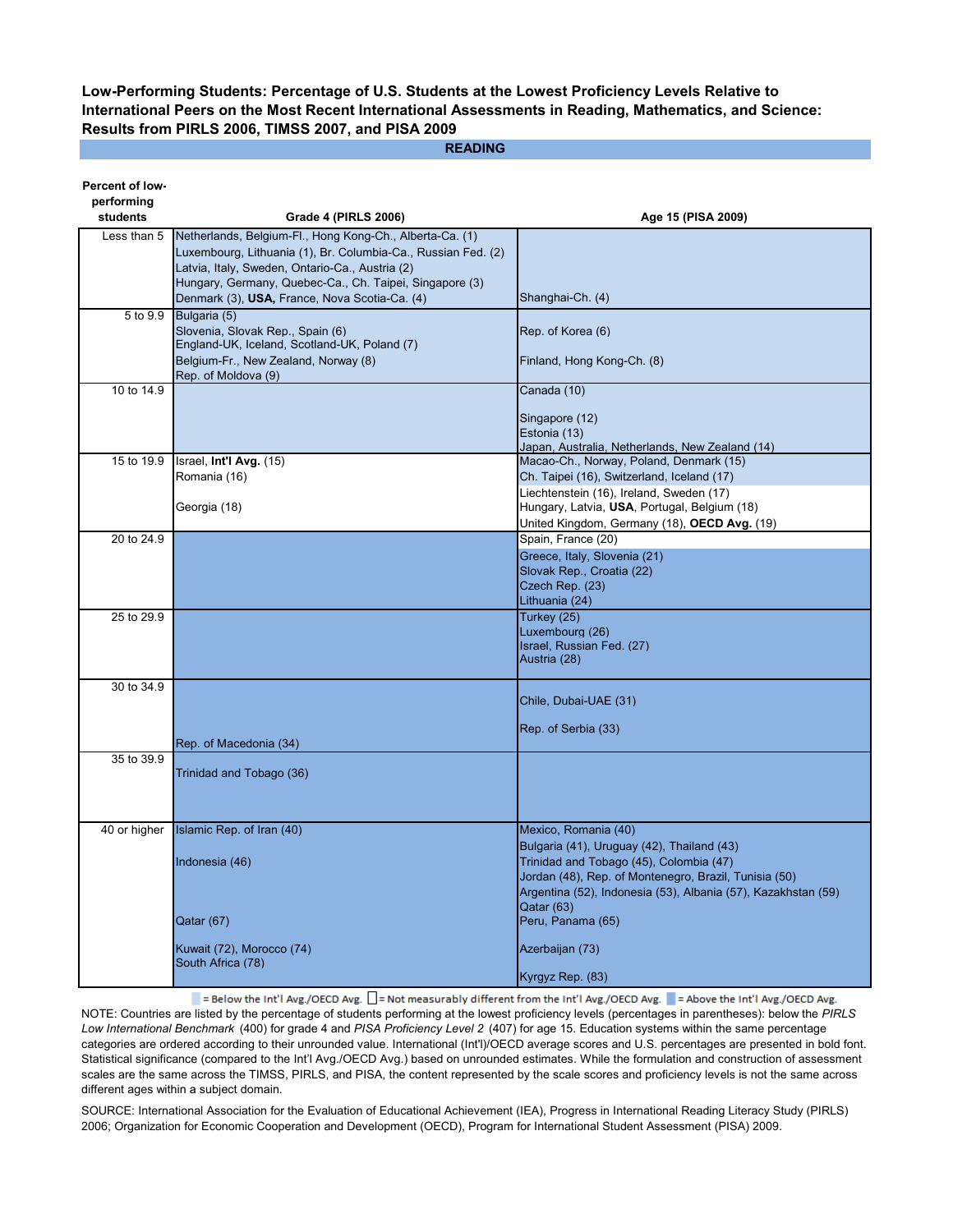**Low-Performing Students: Percentage of U.S. Students at the Lowest Proficiency Levels Relative to International Peers on the Most Recent International Assessments in Reading, Mathematics, and Science: Results from PIRLS 2006, TIMSS 2007, and PISA 2009**

## READING

| Percent of low-performing students | Grade 4 (PIRLS 2006) | Age 15 (PISA 2009) |
|---|---|---|
| Less than 5 | Netherlands, Belgium-Fl., Hong Kong-Ch., Alberta-Ca. (1)<br>Luxembourg, Lithuania (1), Br. Columbia-Ca., Russian Fed. (2)<br>Latvia, Italy, Sweden, Ontario-Ca., Austria (2)<br>Hungary, Germany, Quebec-Ca., Ch. Taipei, Singapore (3)<br>Denmark (3), **USA,** France, Nova Scotia-Ca. (4) | Shanghai-Ch. (4) |
| 5 to 9.9 | Bulgaria (5)<br>Slovenia, Slovak Rep., Spain (6)<br>England-UK, Iceland, Scotland-UK, Poland (7)<br>Belgium-Fr., New Zealand, Norway (8)<br>Rep. of Moldova (9) | Rep. of Korea (6)<br>Finland, Hong Kong-Ch. (8) |
| 10 to 14.9 | | Canada (10)<br>Singapore (12)<br>Estonia (13)<br>Japan, Australia, Netherlands, New Zealand (14) |
| 15 to 19.9 | Israel, **Int'l Avg.** (15)<br>Romania (16)<br>Georgia (18) | Macao-Ch., Norway, Poland, Denmark (15)<br>Ch. Taipei (16), Switzerland, Iceland (17)<br>Liechtenstein (16), Ireland, Sweden (17)<br>Hungary, Latvia, **USA**, Portugal, Belgium (18)<br>United Kingdom, Germany (18), **OECD Avg.** (19) |
| 20 to 24.9 | | Spain, France (20)<br>Greece, Italy, Slovenia (21)<br>Slovak Rep., Croatia (22)<br>Czech Rep. (23)<br>Lithuania (24) |
| 25 to 29.9 | | Turkey (25)<br>Luxembourg (26)<br>Israel, Russian Fed. (27)<br>Austria (28) |
| 30 to 34.9 | Rep. of Macedonia (34) | Chile, Dubai-UAE (31)<br>Rep. of Serbia (33) |
| 35 to 39.9 | Trinidad and Tobago (36) | |
| 40 or higher | Islamic Rep. of Iran (40)<br>Indonesia (46)<br>Qatar (67)<br>Kuwait (72), Morocco (74)<br>South Africa (78) | Mexico, Romania (40)<br>Bulgaria (41), Uruguay (42), Thailand (43)<br>Trinidad and Tobago (45), Colombia (47)<br>Jordan (48), Rep. of Montenegro, Brazil, Tunisia (50)<br>Argentina (52), Indonesia (53), Albania (57), Kazakhstan (59)<br>Qatar (63)<br>Peru, Panama (65)<br>Azerbaijan (73)<br>Kyrgyz Rep. (83) |

= Below the Int'l Avg./OECD Avg. = Not measurably different from the Int'l Avg./OECD Avg. = Above the Int'l Avg./OECD Avg.

NOTE: Countries are listed by the percentage of students performing at the lowest proficiency levels (percentages in parentheses): below the *PIRLS Low International Benchmark* (400) for grade 4 and *PISA Proficiency Level 2* (407) for age 15. Education systems within the same percentage categories are ordered according to their unrounded value. International (Int'l)/OECD average scores and U.S. percentages are presented in bold font. Statistical significance (compared to the Int'l Avg./OECD Avg.) based on unrounded estimates. While the formulation and construction of assessment scales are the same across the TIMSS, PIRLS, and PISA, the content represented by the scale scores and proficiency levels is not the same across different ages within a subject domain.

SOURCE: International Association for the Evaluation of Educational Achievement (IEA), Progress in International Reading Literacy Study (PIRLS) 2006; Organization for Economic Cooperation and Development (OECD), Program for International Student Assessment (PISA) 2009.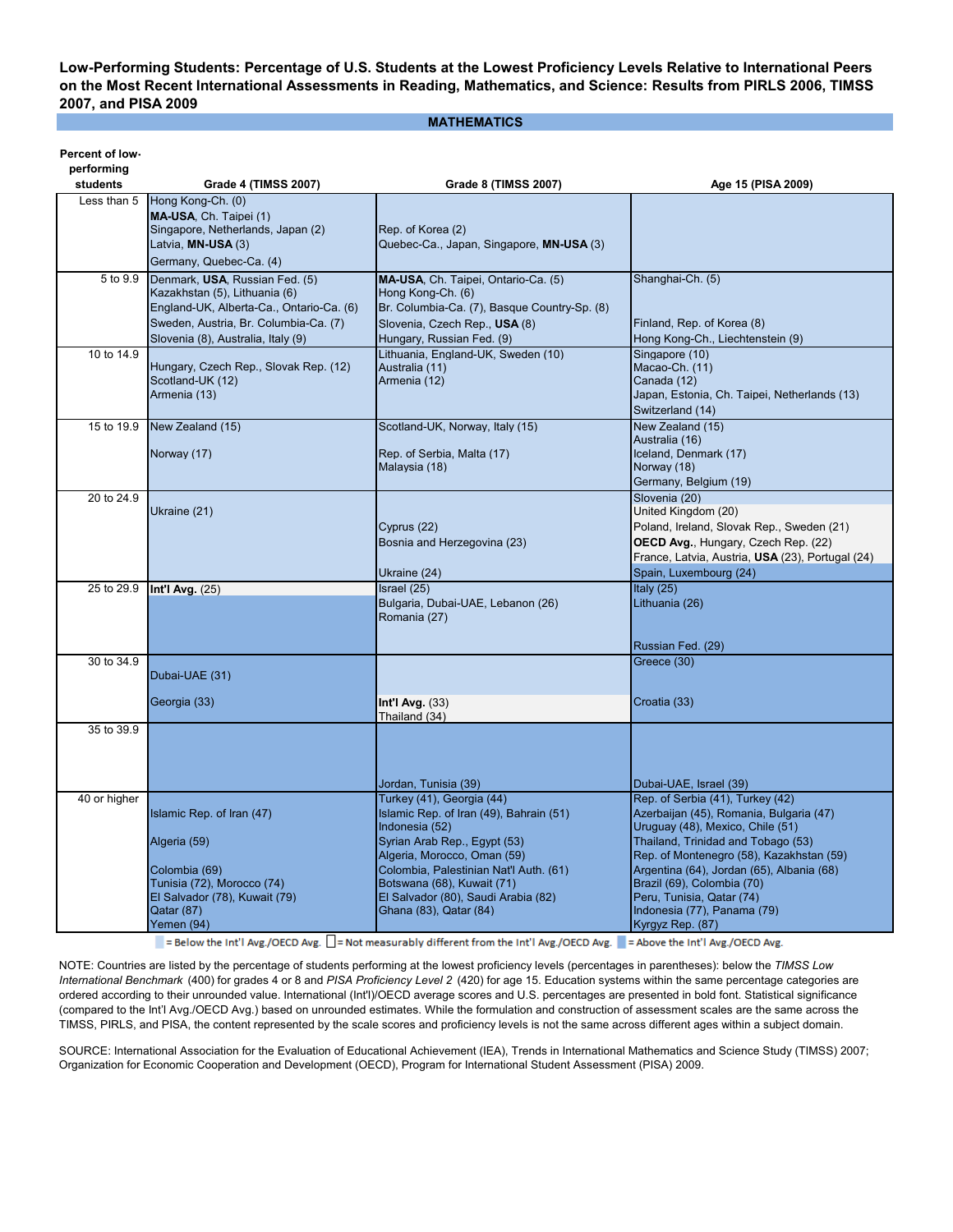**Low-Performing Students: Percentage of U.S. Students at the Lowest Proficiency Levels Relative to International Peers on the Most Recent International Assessments in Reading, Mathematics, and Science: Results from PIRLS 2006, TIMSS 2007, and PISA 2009**

**MATHEMATICS**

| Percent of low-performing students | Grade 4 (TIMSS 2007) | Grade 8 (TIMSS 2007) | Age 15 (PISA 2009) |
|---|---|---|---|
| Less than 5 | Hong Kong-Ch. (0)<br>**MA-USA**, Ch. Taipei (1)<br>Singapore, Netherlands, Japan (2)<br>Latvia, **MN-USA** (3)<br>Germany, Quebec-Ca. (4) | Rep. of Korea (2)<br>Quebec-Ca., Japan, Singapore, **MN-USA** (3) | |
| 5 to 9.9 | Denmark, **USA**, Russian Fed. (5)<br>Kazakhstan (5), Lithuania (6)<br>England-UK, Alberta-Ca., Ontario-Ca. (6)<br>Sweden, Austria, Br. Columbia-Ca. (7)<br>Slovenia (8), Australia, Italy (9) | **MA-USA**, Ch. Taipei, Ontario-Ca. (5)<br>Hong Kong-Ch. (6)<br>Br. Columbia-Ca. (7), Basque Country-Sp. (8)<br>Slovenia, Czech Rep., **USA** (8)<br>Hungary, Russian Fed. (9) | Shanghai-Ch. (5)<br>Finland, Rep. of Korea (8)<br>Hong Kong-Ch., Liechtenstein (9) |
| 10 to 14.9 | Hungary, Czech Rep., Slovak Rep. (12)<br>Scotland-UK (12)<br>Armenia (13) | Lithuania, England-UK, Sweden (10)<br>Australia (11)<br>Armenia (12) | Singapore (10)<br>Macao-Ch. (11)<br>Canada (12)<br>Japan, Estonia, Ch. Taipei, Netherlands (13)<br>Switzerland (14) |
| 15 to 19.9 | New Zealand (15)<br>Norway (17) | Scotland-UK, Norway, Italy (15)<br>Rep. of Serbia, Malta (17)<br>Malaysia (18) | New Zealand (15)<br>Australia (16)<br>Iceland, Denmark (17)<br>Norway (18)<br>Germany, Belgium (19) |
| 20 to 24.9 | Ukraine (21) | Cyprus (22)<br>Bosnia and Herzegovina (23)<br>Ukraine (24) | Slovenia (20)<br>United Kingdom (20)<br>Poland, Ireland, Slovak Rep., Sweden (21)<br>**OECD Avg.**, Hungary, Czech Rep. (22)<br>France, Latvia, Austria, **USA** (23), Portugal (24)<br>Spain, Luxembourg (24) |
| 25 to 29.9 | **Int'l Avg.** (25) | Israel (25)<br>Bulgaria, Dubai-UAE, Lebanon (26)<br>Romania (27) | Italy (25)<br>Lithuania (26)<br>Russian Fed. (29) |
| 30 to 34.9 | Dubai-UAE (31)<br>Georgia (33) | **Int'l Avg.** (33)<br>Thailand (34) | Greece (30)<br>Croatia (33) |
| 35 to 39.9 | | Jordan, Tunisia (39) | Dubai-UAE, Israel (39) |
| 40 or higher | Islamic Rep. of Iran (47)<br>Algeria (59)<br>Colombia (69)<br>Tunisia (72), Morocco (74)<br>El Salvador (78), Kuwait (79)<br>Qatar (87)<br>Yemen (94) | Turkey (41), Georgia (44)<br>Islamic Rep. of Iran (49), Bahrain (51)<br>Indonesia (52)<br>Syrian Arab Rep., Egypt (53)<br>Algeria, Morocco, Oman (59)<br>Colombia, Palestinian Nat'l Auth. (61)<br>Botswana (68), Kuwait (71)<br>El Salvador (80), Saudi Arabia (82)<br>Ghana (83), Qatar (84) | Rep. of Serbia (41), Turkey (42)<br>Azerbaijan (45), Romania, Bulgaria (47)<br>Uruguay (48), Mexico, Chile (51)<br>Thailand, Trinidad and Tobago (53)<br>Rep. of Montenegro (58), Kazakhstan (59)<br>Argentina (64), Jordan (65), Albania (68)<br>Brazil (69), Colombia (70)<br>Peru, Tunisia, Qatar (74)<br>Indonesia (77), Panama (79)<br>Kyrgyz Rep. (87) |

= Below the Int'l Avg./OECD Avg. = Not measurably different from the Int'l Avg./OECD Avg. = Above the Int'l Avg./OECD Avg.

NOTE: Countries are listed by the percentage of students performing at the lowest proficiency levels (percentages in parentheses): below the *TIMSS Low International Benchmark* (400) for grades 4 or 8 and *PISA Proficiency Level 2* (420) for age 15. Education systems within the same percentage categories are ordered according to their unrounded value. International (Int'l)/OECD average scores and U.S. percentages are presented in bold font. Statistical significance (compared to the Int'l Avg./OECD Avg.) based on unrounded estimates. While the formulation and construction of assessment scales are the same across the TIMSS, PIRLS, and PISA, the content represented by the scale scores and proficiency levels is not the same across different ages within a subject domain.

SOURCE: International Association for the Evaluation of Educational Achievement (IEA), Trends in International Mathematics and Science Study (TIMSS) 2007; Organization for Economic Cooperation and Development (OECD), Program for International Student Assessment (PISA) 2009.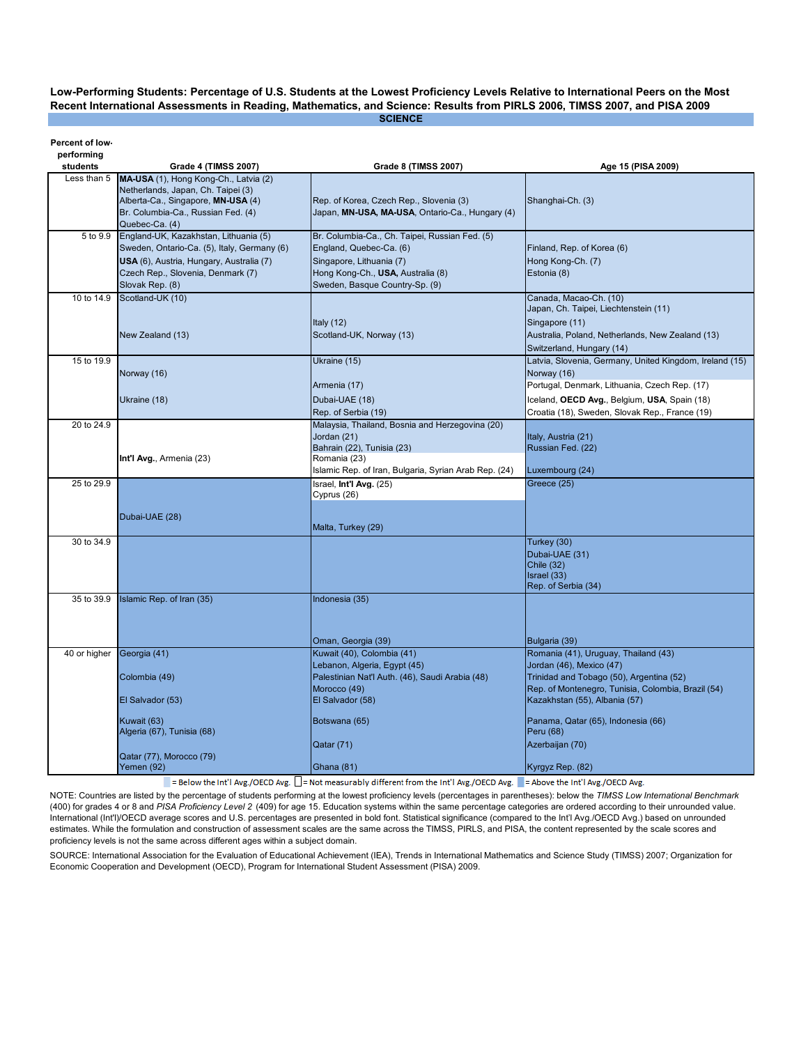**Low-Performing Students: Percentage of U.S. Students at the Lowest Proficiency Levels Relative to International Peers on the Most Recent International Assessments in Reading, Mathematics, and Science: Results from PIRLS 2006, TIMSS 2007, and PISA 2009**

**SCIENCE**

| Percent of low-performing students | Grade 4 (TIMSS 2007) | Grade 8 (TIMSS 2007) | Age 15 (PISA 2009) |
|---|---|---|---|
| Less than 5 | **MA-USA** (1), Hong Kong-Ch., Latvia (2)<br>Netherlands, Japan, Ch. Taipei (3)<br>Alberta-Ca., Singapore, **MN-USA** (4)<br>Br. Columbia-Ca., Russian Fed. (4)<br>Quebec-Ca. (4) | Rep. of Korea, Czech Rep., Slovenia (3)<br>Japan, **MN-USA**, **MA-USA**, Ontario-Ca., Hungary (4) | Shanghai-Ch. (3) |
| 5 to 9.9 | England-UK, Kazakhstan, Lithuania (5)<br>Sweden, Ontario-Ca. (5), Italy, Germany (6)<br>**USA** (6), Austria, Hungary, Australia (7)<br>Czech Rep., Slovenia, Denmark (7)<br>Slovak Rep. (8) | Br. Columbia-Ca., Ch. Taipei, Russian Fed. (5)<br>England, Quebec-Ca. (6)<br>Singapore, Lithuania (7)<br>Hong Kong-Ch., **USA**, Australia (8)<br>Sweden, Basque Country-Sp. (9) | Finland, Rep. of Korea (6)<br>Hong Kong-Ch. (7)<br>Estonia (8) |
| 10 to 14.9 | Scotland-UK (10)<br>New Zealand (13) | Italy (12)<br>Scotland-UK, Norway (13) | Canada, Macao-Ch. (10)<br>Japan, Ch. Taipei, Liechtenstein (11)<br>Singapore (11)<br>Australia, Poland, Netherlands, New Zealand (13)<br>Switzerland, Hungary (14) |
| 15 to 19.9 | Norway (16)<br>Ukraine (18) | Ukraine (15)<br>Armenia (17)<br>Dubai-UAE (18)<br>Rep. of Serbia (19) | Latvia, Slovenia, Germany, United Kingdom, Ireland (15)<br>Norway (16)<br>Portugal, Denmark, Lithuania, Czech Rep. (17)<br>Iceland, **OECD Avg.**, Belgium, **USA**, Spain (18)<br>Croatia (18), Sweden, Slovak Rep., France (19) |
| 20 to 24.9 | **Int'l Avg.**, Armenia (23) | Malaysia, Thailand, Bosnia and Herzegovina (20)<br>Jordan (21)<br>Bahrain (22), Tunisia (23)<br>Romania (23)<br>Islamic Rep. of Iran, Bulgaria, Syrian Arab Rep. (24) | Italy, Austria (21)<br>Russian Fed. (22)<br>Luxembourg (24) |
| 25 to 29.9 | Dubai-UAE (28) | Israel, **Int'l Avg.** (25)<br>Cyprus (26)<br>Malta, Turkey (29) | Greece (25) |
| 30 to 34.9 | | | Turkey (30)<br>Dubai-UAE (31)<br>Chile (32)<br>Israel (33)<br>Rep. of Serbia (34) |
| 35 to 39.9 | Islamic Rep. of Iran (35) | Indonesia (35)<br>Oman, Georgia (39) | Bulgaria (39) |
| 40 or higher | Georgia (41)<br>Colombia (49)<br>El Salvador (53)<br>Kuwait (63)<br>Algeria (67), Tunisia (68)<br>Qatar (77), Morocco (79)<br>Yemen (92) | Kuwait (40), Colombia (41)<br>Lebanon, Algeria, Egypt (45)<br>Palestinian Nat'l Auth. (46), Saudi Arabia (48)<br>Morocco (49)<br>El Salvador (58)<br>Botswana (65)<br>Qatar (71)<br>Ghana (81) | Romania (41), Uruguay, Thailand (43)<br>Jordan (46), Mexico (47)<br>Trinidad and Tobago (50), Argentina (52)<br>Rep. of Montenegro, Tunisia, Colombia, Brazil (54)<br>Kazakhstan (55), Albania (57)<br>Panama, Qatar (65), Indonesia (66)<br>Peru (68)<br>Azerbaijan (70)<br>Kyrgyz Rep. (82) |

= Below the Int'l Avg./OECD Avg. = Not measurably different from the Int'l Avg./OECD Avg. = Above the Int'l Avg./OECD Avg.

NOTE: Countries are listed by the percentage of students performing at the lowest proficiency levels (percentages in parentheses): below the *TIMSS Low International Benchmark* (400) for grades 4 or 8 and *PISA Proficiency Level 2* (409) for age 15. Education systems within the same percentage categories are ordered according to their unrounded value. International (Int'l)/OECD average scores and U.S. percentages are presented in bold font. Statistical significance (compared to the Int'l Avg./OECD Avg.) based on unrounded estimates. While the formulation and construction of assessment scales are the same across the TIMSS, PIRLS, and PISA, the content represented by the scale scores and proficiency levels is not the same across different ages within a subject domain.

SOURCE: International Association for the Evaluation of Educational Achievement (IEA), Trends in International Mathematics and Science Study (TIMSS) 2007; Organization for Economic Cooperation and Development (OECD), Program for International Student Assessment (PISA) 2009.